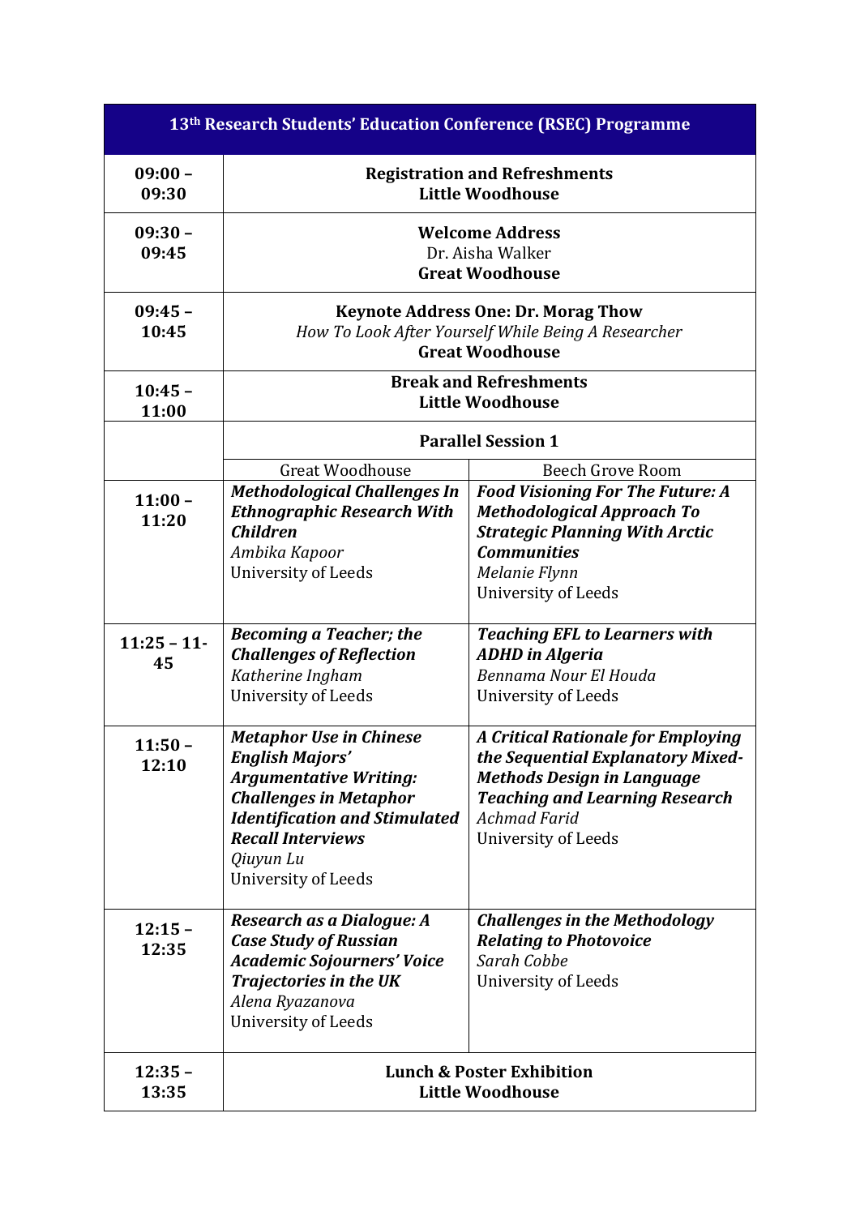| 13th Research Students' Education Conference (RSEC) Programme | | |
|---|---|---|
| **09:00 – 09:30** | **Registration and Refreshments**<br>**Little Woodhouse** | |
| **09:30 – 09:45** | **Welcome Address**<br>Dr. Aisha Walker<br>**Great Woodhouse** | |
| **09:45 – 10:45** | **Keynote Address One: Dr. Morag Thow**<br>*How To Look After Yourself While Being A Researcher*<br>**Great Woodhouse** | |
| **10:45 – 11:00** | **Break and Refreshments**<br>**Little Woodhouse** | |
| | **Parallel Session 1** | |
| | Great Woodhouse | Beech Grove Room |
| **11:00 – 11:20** | ***Methodological Challenges In Ethnographic Research With Children***<br>*Ambika Kapoor*<br>University of Leeds | ***Food Visioning For The Future: A Methodological Approach To Strategic Planning With Arctic Communities***<br>*Melanie Flynn*<br>University of Leeds |
| **11:25 – 11-45** | ***Becoming a Teacher; the Challenges of Reflection***<br>*Katherine Ingham*<br>University of Leeds | ***Teaching EFL to Learners with ADHD in Algeria***<br>*Bennama Nour El Houda*<br>University of Leeds |
| **11:50 – 12:10** | ***Metaphor Use in Chinese English Majors' Argumentative Writing: Challenges in Metaphor Identification and Stimulated Recall Interviews***<br>*Qiuyun Lu*<br>University of Leeds | ***A Critical Rationale for Employing the Sequential Explanatory Mixed-Methods Design in Language Teaching and Learning Research***<br>*Achmad Farid*<br>University of Leeds |
| **12:15 – 12:35** | ***Research as a Dialogue: A Case Study of Russian Academic Sojourners' Voice Trajectories in the UK***<br>*Alena Ryazanova*<br>University of Leeds | ***Challenges in the Methodology Relating to Photovoice***<br>*Sarah Cobbe*<br>University of Leeds |
| **12:35 – 13:35** | **Lunch & Poster Exhibition**<br>**Little Woodhouse** | |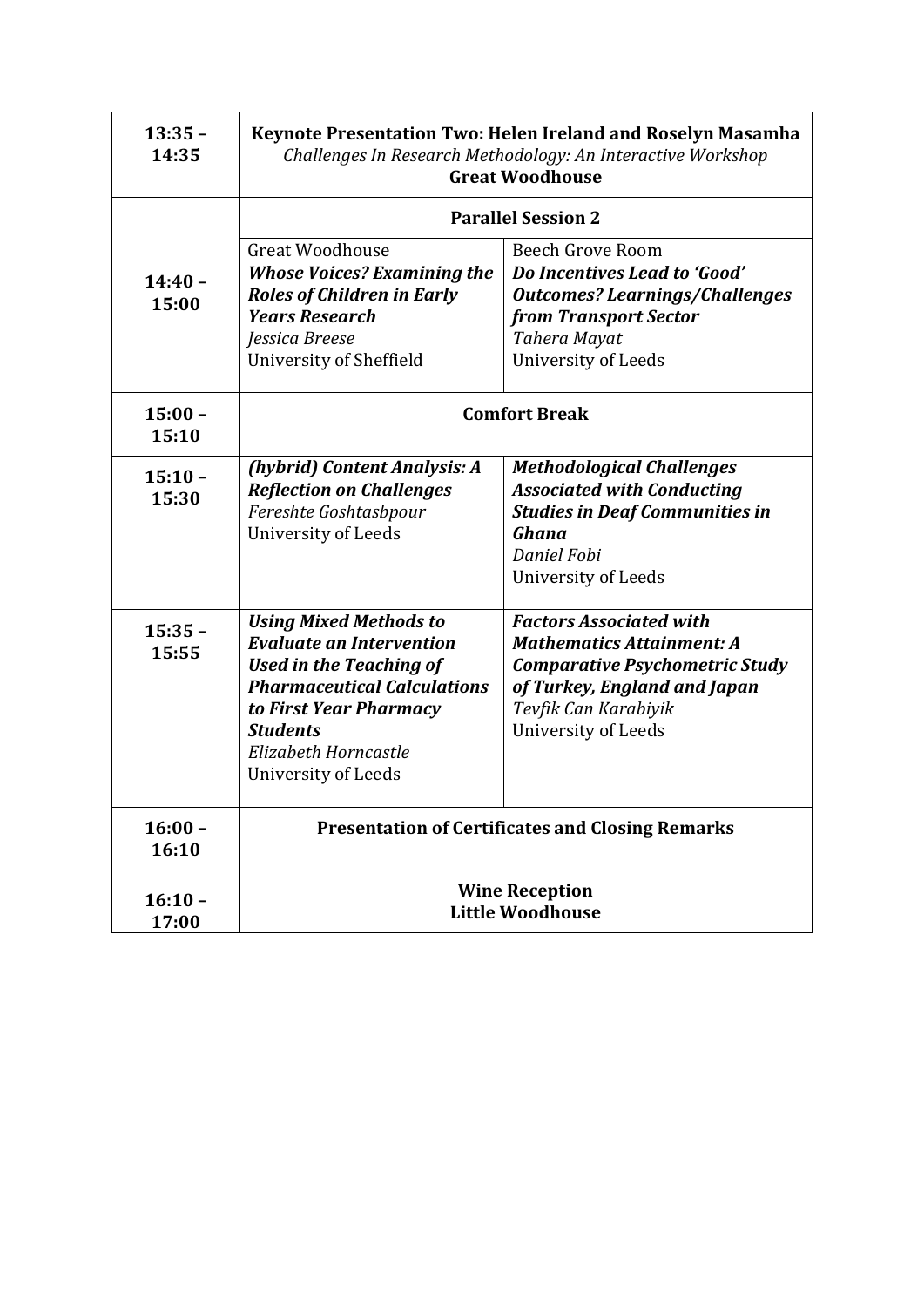| Time | Great Woodhouse | Beech Grove Room |
|---|---|---|
| **13:35 – 14:35** | **Keynote Presentation Two: Helen Ireland and Roselyn Masamha**<br>*Challenges In Research Methodology: An Interactive Workshop*<br>**Great Woodhouse** | |
| | **Parallel Session 2** | |
| | Great Woodhouse | Beech Grove Room |
| **14:40 – 15:00** | ***Whose Voices? Examining the Roles of Children in Early Years Research***<br>*Jessica Breese*<br>University of Sheffield | ***Do Incentives Lead to 'Good' Outcomes? Learnings/Challenges from Transport Sector***<br>*Tahera Mayat*<br>University of Leeds |
| **15:00 – 15:10** | **Comfort Break** | |
| **15:10 – 15:30** | ***(hybrid) Content Analysis: A Reflection on Challenges***<br>*Fereshte Goshtasbpour*<br>University of Leeds | ***Methodological Challenges Associated with Conducting Studies in Deaf Communities in Ghana***<br>*Daniel Fobi*<br>University of Leeds |
| **15:35 – 15:55** | ***Using Mixed Methods to Evaluate an Intervention Used in the Teaching of Pharmaceutical Calculations to First Year Pharmacy Students***<br>*Elizabeth Horncastle*<br>University of Leeds | ***Factors Associated with Mathematics Attainment: A Comparative Psychometric Study of Turkey, England and Japan***<br>*Tevfik Can Karabiyik*<br>University of Leeds |
| **16:00 – 16:10** | **Presentation of Certificates and Closing Remarks** | |
| **16:10 – 17:00** | **Wine Reception**<br>**Little Woodhouse** | |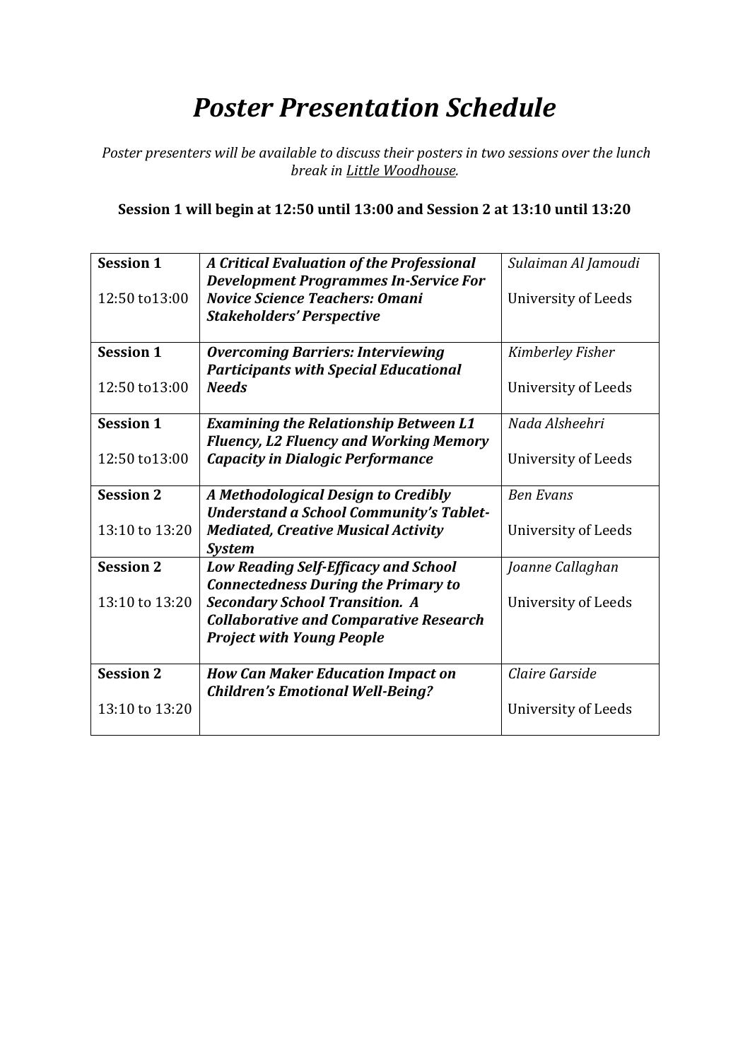# *Poster Presentation Schedule*

*Poster presenters will be available to discuss their posters in two sessions over the lunch break in Little Woodhouse.*

**Session 1 will begin at 12:50 until 13:00 and Session 2 at 13:10 until 13:20**

| | | |
|---|---|---|
| **Session 1**<br><br>12:50 to13:00 | ***A Critical Evaluation of the Professional Development Programmes In-Service For Novice Science Teachers: Omani Stakeholders' Perspective*** | *Sulaiman Al Jamoudi*<br><br>University of Leeds |
| **Session 1**<br><br>12:50 to13:00 | ***Overcoming Barriers: Interviewing Participants with Special Educational Needs*** | *Kimberley Fisher*<br><br>University of Leeds |
| **Session 1**<br><br>12:50 to13:00 | ***Examining the Relationship Between L1 Fluency, L2 Fluency and Working Memory Capacity in Dialogic Performance*** | *Nada Alsheehri*<br><br>University of Leeds |
| **Session 2**<br><br>13:10 to 13:20 | ***A Methodological Design to Credibly Understand a School Community's Tablet-Mediated, Creative Musical Activity System*** | *Ben Evans*<br><br>University of Leeds |
| **Session 2**<br><br>13:10 to 13:20 | ***Low Reading Self-Efficacy and School Connectedness During the Primary to Secondary School Transition. A Collaborative and Comparative Research Project with Young People*** | *Joanne Callaghan*<br><br>University of Leeds |
| **Session 2**<br><br>13:10 to 13:20 | ***How Can Maker Education Impact on Children's Emotional Well-Being?*** | *Claire Garside*<br><br>University of Leeds |